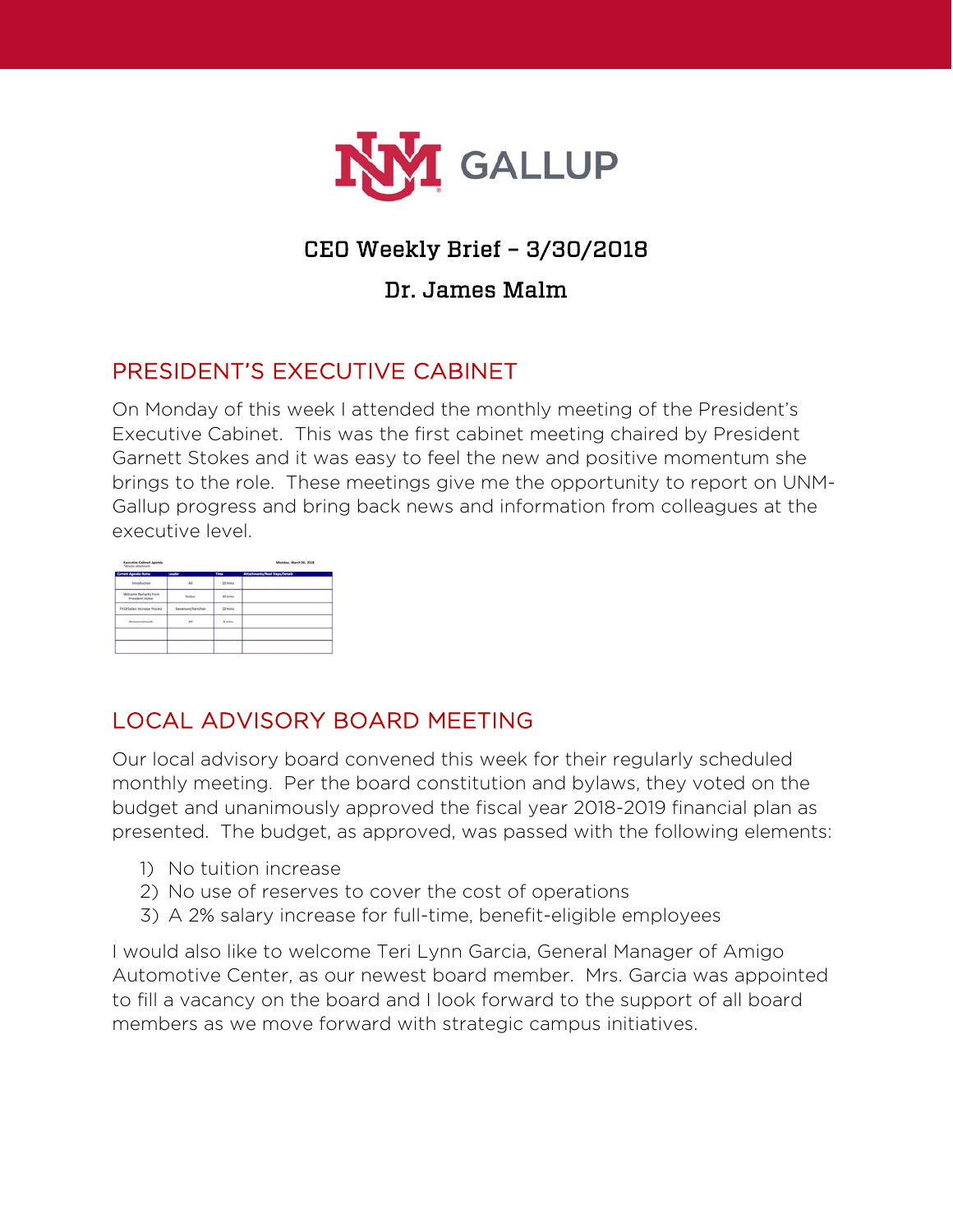# CEO Weekly Brief – 3/30/2018

## Dr. James Malm

## PRESIDENT'S EXECUTIVE CABINET

On Monday of this week I attended the monthly meeting of the President's Executive Cabinet. This was the first cabinet meeting chaired by President Garnett Stokes and it was easy to feel the new and positive momentum she brings to the role. These meetings give me the opportunity to report on UNM-Gallup progress and bring back news and information from colleagues at the executive level.

Executive Cabinet Agenda — Monday, March 26, 2018

| Current Agenda Items | Leader | Time | Attachments/Next Steps/Details |
|---|---|---|---|
| Introduction | All | 10 mins | |
| Welcome Remarks from President Stokes | Stokes | 30 mins | |
| FY19 Salary Increase Process | Severson/Hamilton | 10 mins | |
| Announcements | All | 5 mins | |
| | | | |
| | | | |

## LOCAL ADVISORY BOARD MEETING

Our local advisory board convened this week for their regularly scheduled monthly meeting. Per the board constitution and bylaws, they voted on the budget and unanimously approved the fiscal year 2018-2019 financial plan as presented. The budget, as approved, was passed with the following elements:

1) No tuition increase
2) No use of reserves to cover the cost of operations
3) A 2% salary increase for full-time, benefit-eligible employees

I would also like to welcome Teri Lynn Garcia, General Manager of Amigo Automotive Center, as our newest board member. Mrs. Garcia was appointed to fill a vacancy on the board and I look forward to the support of all board members as we move forward with strategic campus initiatives.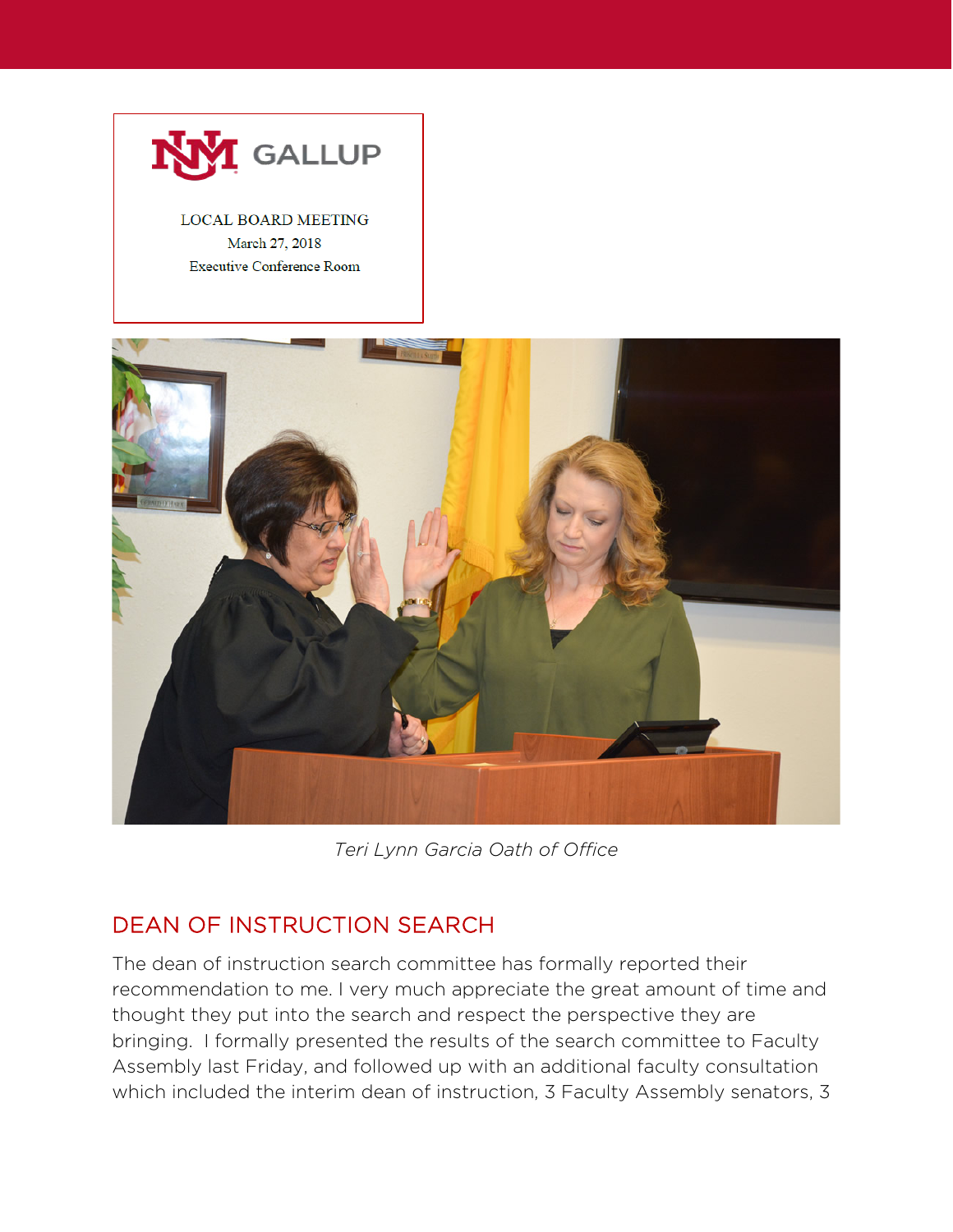GALLUP

LOCAL BOARD MEETING
March 27, 2018
Executive Conference Room

*Teri Lynn Garcia Oath of Office*

## DEAN OF INSTRUCTION SEARCH

The dean of instruction search committee has formally reported their recommendation to me. I very much appreciate the great amount of time and thought they put into the search and respect the perspective they are bringing. I formally presented the results of the search committee to Faculty Assembly last Friday, and followed up with an additional faculty consultation which included the interim dean of instruction, 3 Faculty Assembly senators, 3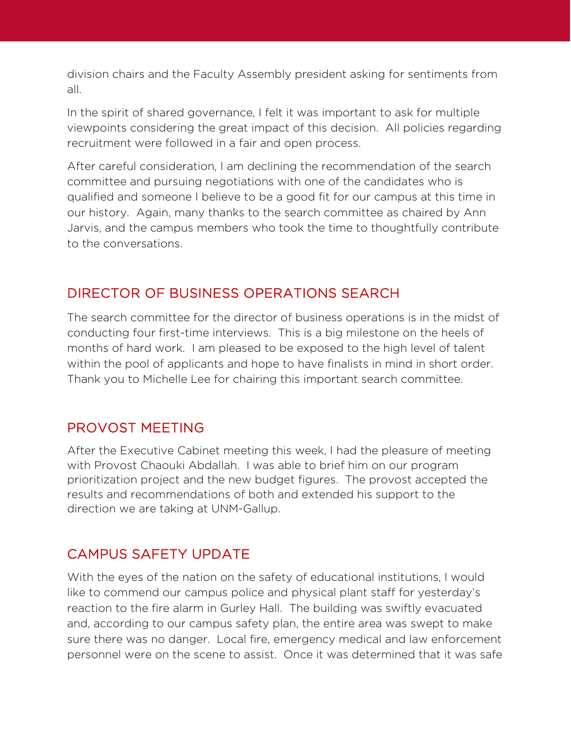division chairs and the Faculty Assembly president asking for sentiments from all.

In the spirit of shared governance, I felt it was important to ask for multiple viewpoints considering the great impact of this decision. All policies regarding recruitment were followed in a fair and open process.

After careful consideration, I am declining the recommendation of the search committee and pursuing negotiations with one of the candidates who is qualified and someone I believe to be a good fit for our campus at this time in our history. Again, many thanks to the search committee as chaired by Ann Jarvis, and the campus members who took the time to thoughtfully contribute to the conversations.

## DIRECTOR OF BUSINESS OPERATIONS SEARCH

The search committee for the director of business operations is in the midst of conducting four first-time interviews. This is a big milestone on the heels of months of hard work. I am pleased to be exposed to the high level of talent within the pool of applicants and hope to have finalists in mind in short order. Thank you to Michelle Lee for chairing this important search committee.

## PROVOST MEETING

After the Executive Cabinet meeting this week, I had the pleasure of meeting with Provost Chaouki Abdallah. I was able to brief him on our program prioritization project and the new budget figures. The provost accepted the results and recommendations of both and extended his support to the direction we are taking at UNM-Gallup.

## CAMPUS SAFETY UPDATE

With the eyes of the nation on the safety of educational institutions, I would like to commend our campus police and physical plant staff for yesterday's reaction to the fire alarm in Gurley Hall. The building was swiftly evacuated and, according to our campus safety plan, the entire area was swept to make sure there was no danger. Local fire, emergency medical and law enforcement personnel were on the scene to assist. Once it was determined that it was safe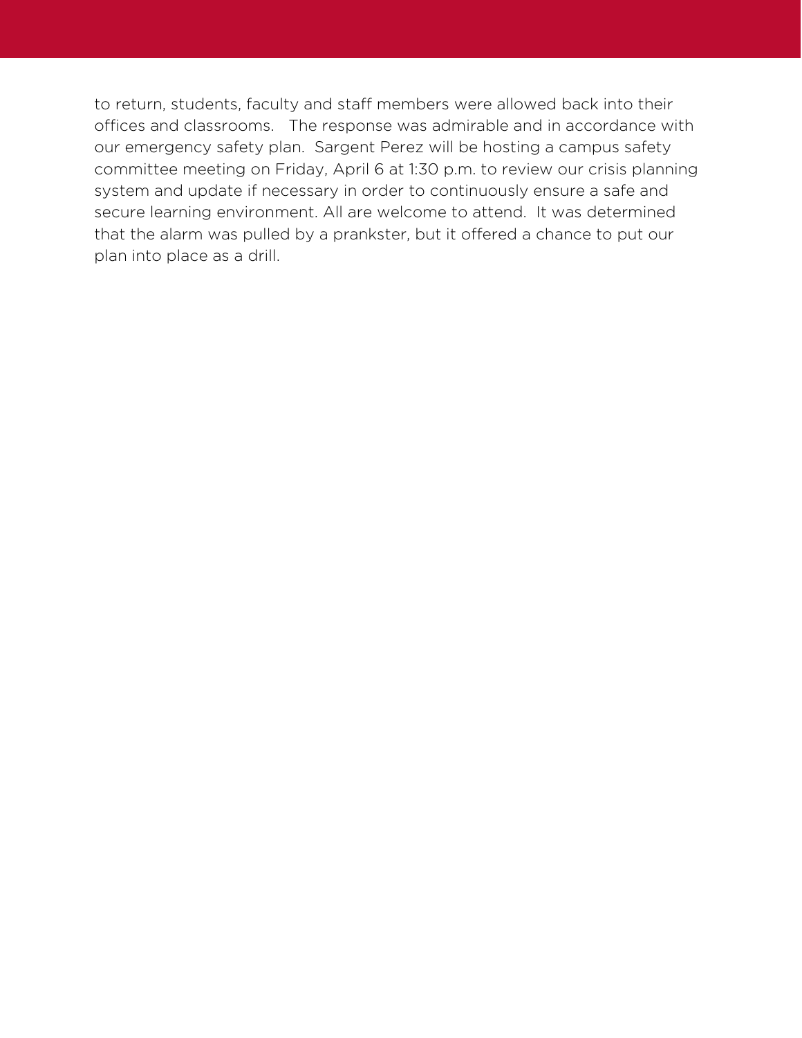to return, students, faculty and staff members were allowed back into their offices and classrooms.   The response was admirable and in accordance with our emergency safety plan.  Sargent Perez will be hosting a campus safety committee meeting on Friday, April 6 at 1:30 p.m. to review our crisis planning system and update if necessary in order to continuously ensure a safe and secure learning environment. All are welcome to attend.  It was determined that the alarm was pulled by a prankster, but it offered a chance to put our plan into place as a drill.